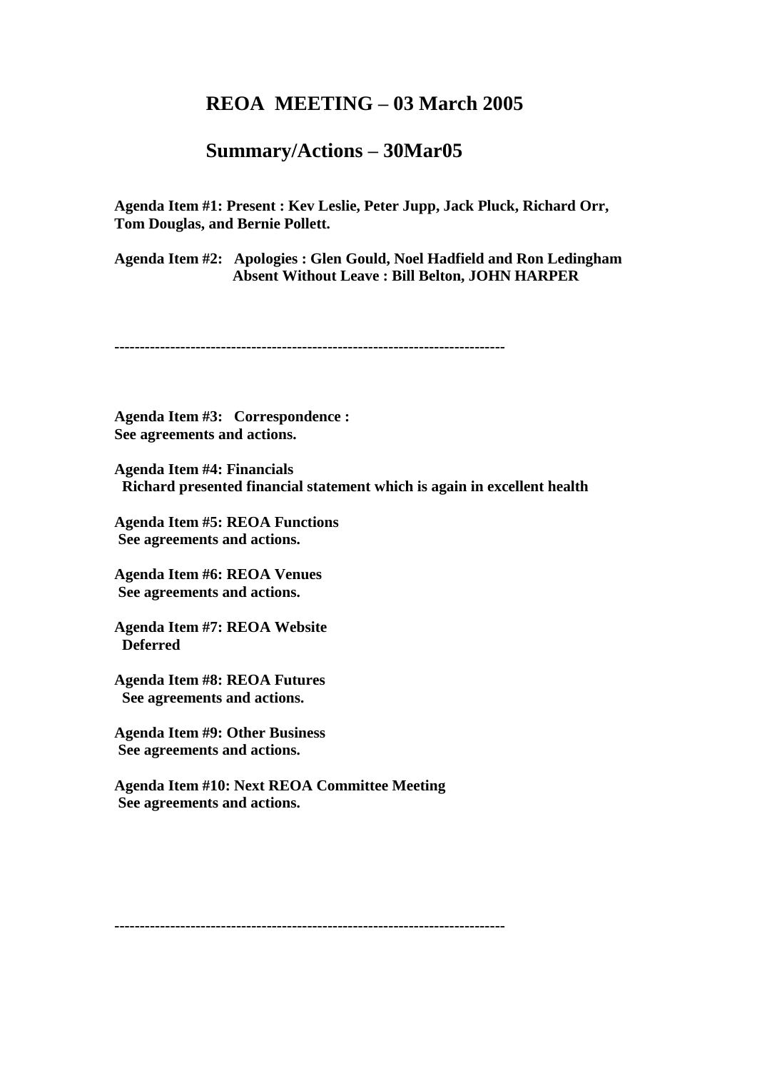# REOA MEETING – 03 March 2005

## Summary/Actions – 30Mar05

**Agenda Item #1: Present : Kev Leslie, Peter Jupp, Jack Pluck, Richard Orr, Tom Douglas, and Bernie Pollett.**

**Agenda Item #2: Apologies : Glen Gould, Noel Hadfield and Ron Ledingham**
**Absent Without Leave : Bill Belton, JOHN HARPER**

---

**Agenda Item #3: Correspondence :**
**See agreements and actions.**

**Agenda Item #4: Financials**
**Richard presented financial statement which is again in excellent health**

**Agenda Item #5: REOA Functions**
**See agreements and actions.**

**Agenda Item #6: REOA Venues**
**See agreements and actions.**

**Agenda Item #7: REOA Website**
**Deferred**

**Agenda Item #8: REOA Futures**
**See agreements and actions.**

**Agenda Item #9: Other Business**
**See agreements and actions.**

**Agenda Item #10: Next REOA Committee Meeting**
**See agreements and actions.**

---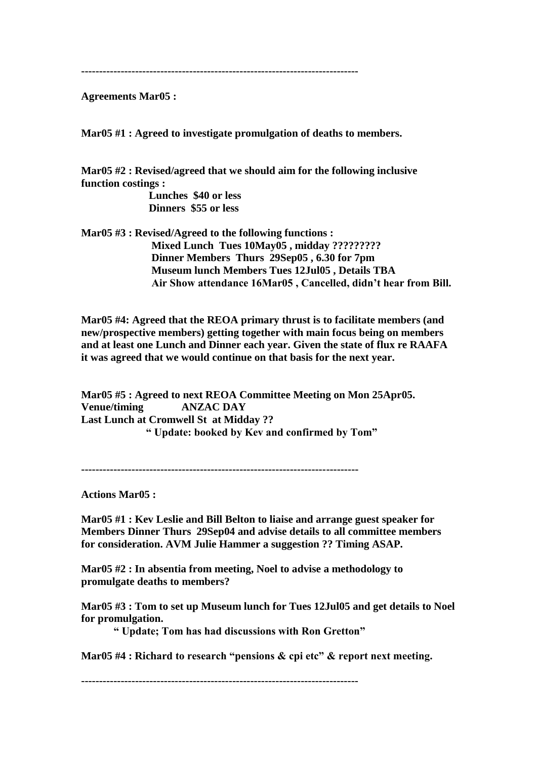---------------------------------------------------------------------------

**Agreements Mar05 :**

**Mar05 #1 : Agreed to investigate promulgation of deaths to members.**

**Mar05 #2 : Revised/agreed that we should aim for the following inclusive function costings :**

**Lunches $40 or less**
**Dinners $55 or less**

**Mar05 #3 : Revised/Agreed to the following functions :**

**Mixed Lunch Tues 10May05 , midday ?????????**
**Dinner Members Thurs 29Sep05 , 6.30 for 7pm**
**Museum lunch Members Tues 12Jul05 , Details TBA**
**Air Show attendance 16Mar05 , Cancelled, didn't hear from Bill.**

**Mar05 #4: Agreed that the REOA primary thrust is to facilitate members (and new/prospective members) getting together with main focus being on members and at least one Lunch and Dinner each year. Given the state of flux re RAAFA it was agreed that we would continue on that basis for the next year.**

**Mar05 #5 : Agreed to next REOA Committee Meeting on Mon 25Apr05.**
**Venue/timing ANZAC DAY**
**Last Lunch at Cromwell St at Midday ??**
**" Update: booked by Kev and confirmed by Tom"**

---------------------------------------------------------------------------

**Actions Mar05 :**

**Mar05 #1 : Kev Leslie and Bill Belton to liaise and arrange guest speaker for Members Dinner Thurs 29Sep04 and advise details to all committee members for consideration. AVM Julie Hammer a suggestion ?? Timing ASAP.**

**Mar05 #2 : In absentia from meeting, Noel to advise a methodology to promulgate deaths to members?**

**Mar05 #3 : Tom to set up Museum lunch for Tues 12Jul05 and get details to Noel for promulgation.**
**" Update; Tom has had discussions with Ron Gretton"**

**Mar05 #4 : Richard to research "pensions & cpi etc" & report next meeting.**

---------------------------------------------------------------------------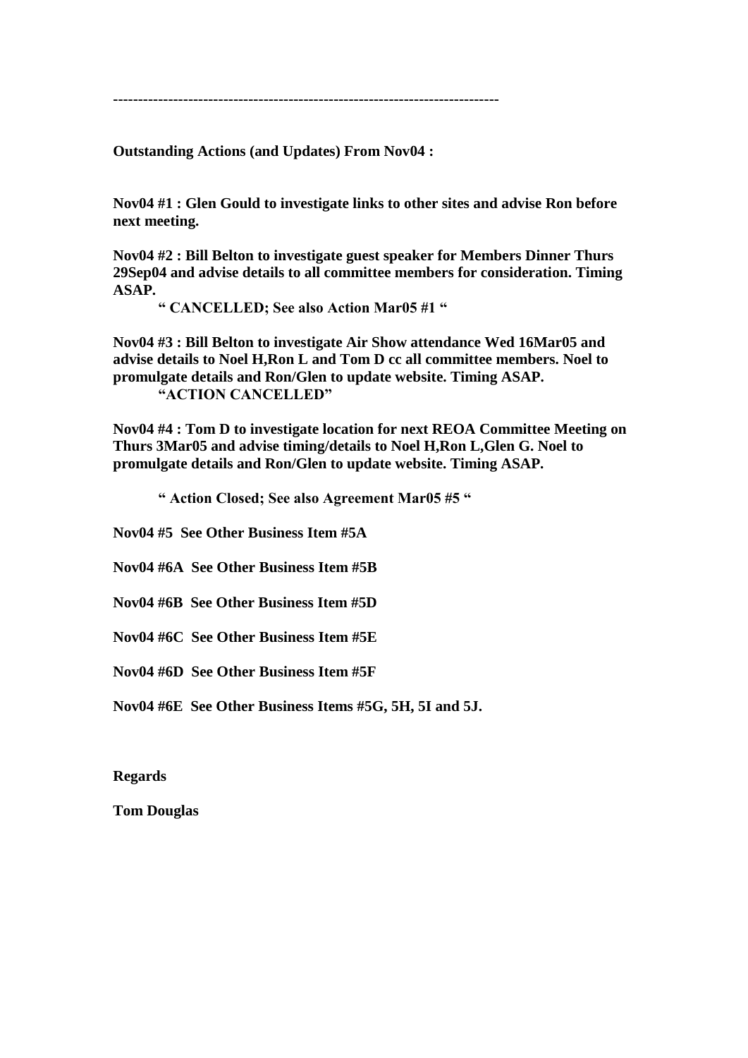---------------------------------------------------------------------------

**Outstanding Actions (and Updates) From Nov04 :**

**Nov04 #1 : Glen Gould to investigate links to other sites and advise Ron before next meeting.**

**Nov04 #2 : Bill Belton to investigate guest speaker for Members Dinner Thurs 29Sep04 and advise details to all committee members for consideration. Timing ASAP.**

**" CANCELLED; See also Action Mar05 #1 "**

**Nov04 #3 : Bill Belton to investigate Air Show attendance Wed 16Mar05 and advise details to Noel H,Ron L and Tom D cc all committee members. Noel to promulgate details and Ron/Glen to update website. Timing ASAP.**

**"ACTION CANCELLED"**

**Nov04 #4 : Tom D to investigate location for next REOA Committee Meeting on Thurs 3Mar05 and advise timing/details to Noel H,Ron L,Glen G. Noel to promulgate details and Ron/Glen to update website. Timing ASAP.**

**" Action Closed; See also Agreement Mar05 #5 "**

**Nov04 #5 See Other Business Item #5A**

**Nov04 #6A See Other Business Item #5B**

**Nov04 #6B See Other Business Item #5D**

**Nov04 #6C See Other Business Item #5E**

**Nov04 #6D See Other Business Item #5F**

**Nov04 #6E See Other Business Items #5G, 5H, 5I and 5J.**

**Regards**

**Tom Douglas**